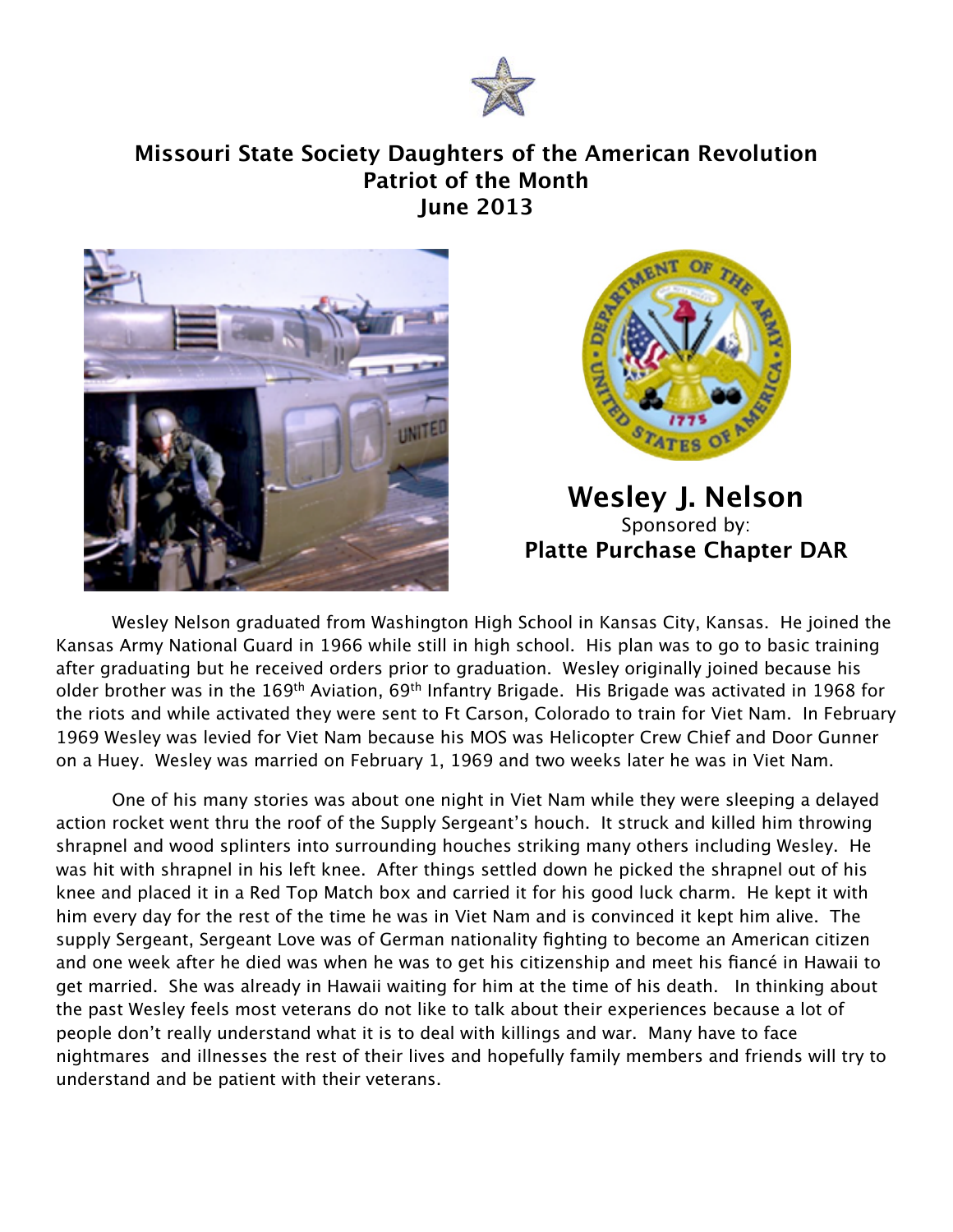# Missouri State Society Daughters of the American Revolution
## Patriot of the Month
## June 2013

## Wesley J. Nelson

Sponsored by:

**Platte Purchase Chapter DAR**

Wesley Nelson graduated from Washington High School in Kansas City, Kansas. He joined the Kansas Army National Guard in 1966 while still in high school. His plan was to go to basic training after graduating but he received orders prior to graduation. Wesley originally joined because his older brother was in the 169th Aviation, 69th Infantry Brigade. His Brigade was activated in 1968 for the riots and while activated they were sent to Ft Carson, Colorado to train for Viet Nam. In February 1969 Wesley was levied for Viet Nam because his MOS was Helicopter Crew Chief and Door Gunner on a Huey. Wesley was married on February 1, 1969 and two weeks later he was in Viet Nam.

One of his many stories was about one night in Viet Nam while they were sleeping a delayed action rocket went thru the roof of the Supply Sergeant's houch. It struck and killed him throwing shrapnel and wood splinters into surrounding houches striking many others including Wesley. He was hit with shrapnel in his left knee. After things settled down he picked the shrapnel out of his knee and placed it in a Red Top Match box and carried it for his good luck charm. He kept it with him every day for the rest of the time he was in Viet Nam and is convinced it kept him alive. The supply Sergeant, Sergeant Love was of German nationality fighting to become an American citizen and one week after he died was when he was to get his citizenship and meet his fiancé in Hawaii to get married. She was already in Hawaii waiting for him at the time of his death. In thinking about the past Wesley feels most veterans do not like to talk about their experiences because a lot of people don't really understand what it is to deal with killings and war. Many have to face nightmares and illnesses the rest of their lives and hopefully family members and friends will try to understand and be patient with their veterans.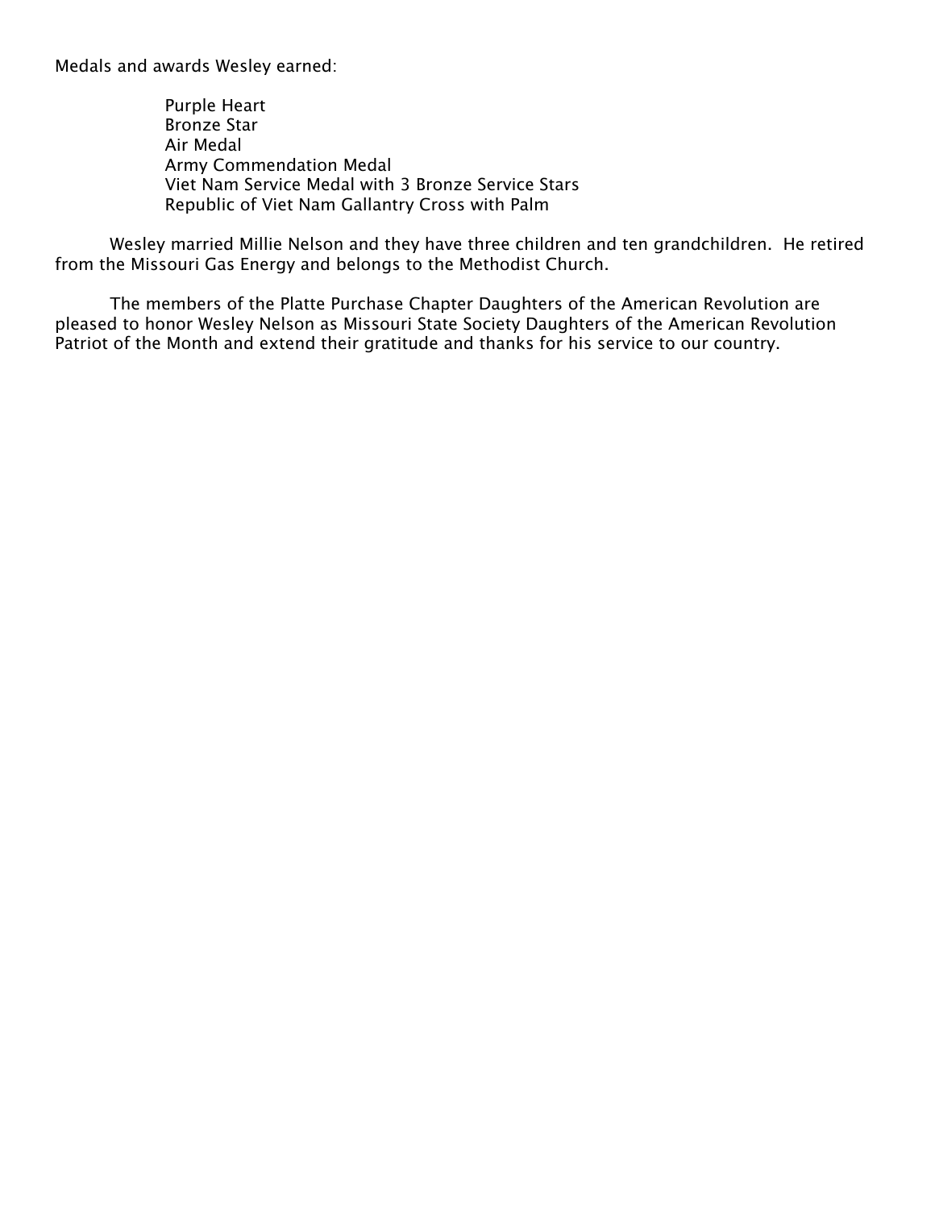Medals and awards Wesley earned:

- Purple Heart
- Bronze Star
- Air Medal
- Army Commendation Medal
- Viet Nam Service Medal with 3 Bronze Service Stars
- Republic of Viet Nam Gallantry Cross with Palm

Wesley married Millie Nelson and they have three children and ten grandchildren. He retired from the Missouri Gas Energy and belongs to the Methodist Church.

The members of the Platte Purchase Chapter Daughters of the American Revolution are pleased to honor Wesley Nelson as Missouri State Society Daughters of the American Revolution Patriot of the Month and extend their gratitude and thanks for his service to our country.